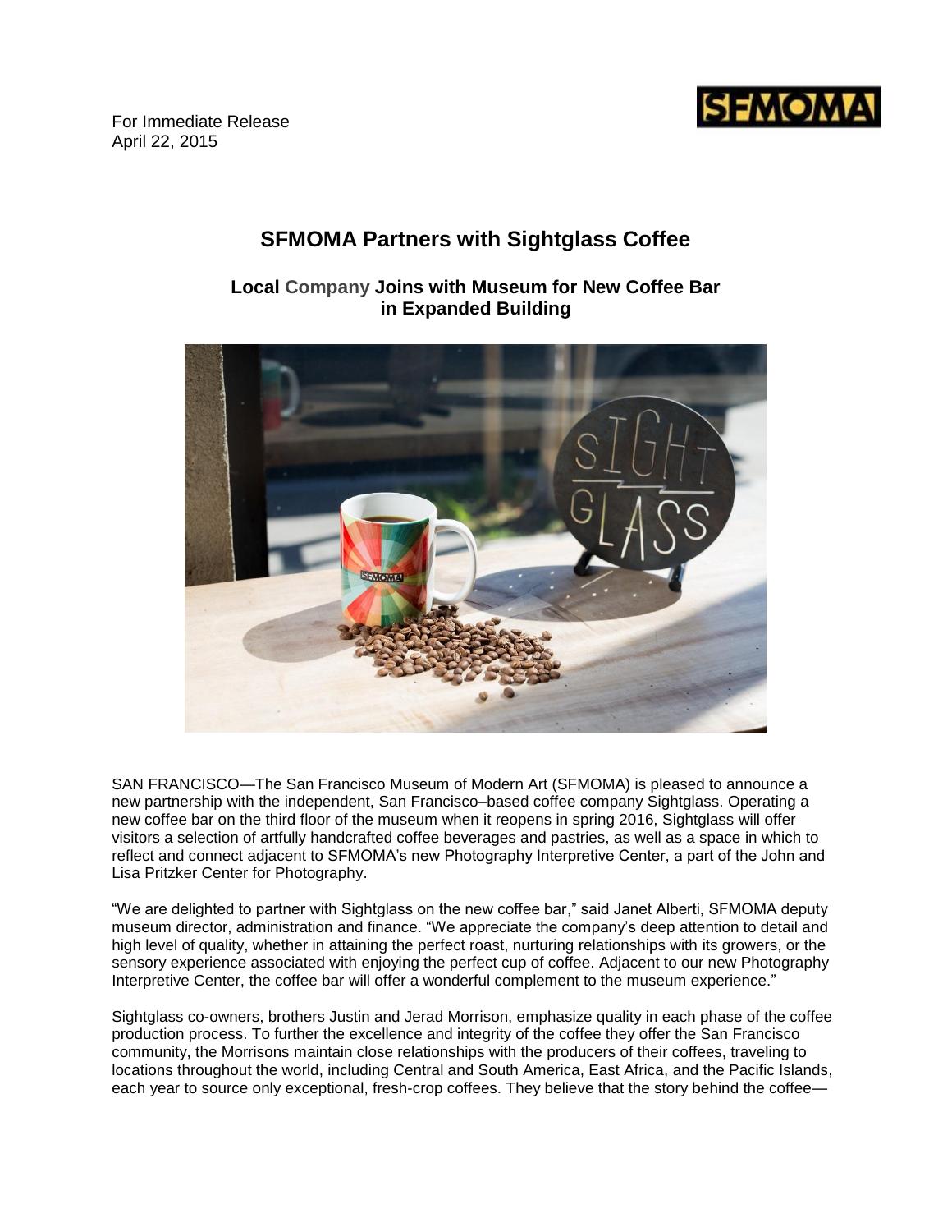For Immediate Release
April 22, 2015

# SFMOMA Partners with Sightglass Coffee

## Local Company Joins with Museum for New Coffee Bar in Expanded Building

SAN FRANCISCO—The San Francisco Museum of Modern Art (SFMOMA) is pleased to announce a new partnership with the independent, San Francisco–based coffee company Sightglass. Operating a new coffee bar on the third floor of the museum when it reopens in spring 2016, Sightglass will offer visitors a selection of artfully handcrafted coffee beverages and pastries, as well as a space in which to reflect and connect adjacent to SFMOMA's new Photography Interpretive Center, a part of the John and Lisa Pritzker Center for Photography.

"We are delighted to partner with Sightglass on the new coffee bar," said Janet Alberti, SFMOMA deputy museum director, administration and finance. "We appreciate the company's deep attention to detail and high level of quality, whether in attaining the perfect roast, nurturing relationships with its growers, or the sensory experience associated with enjoying the perfect cup of coffee. Adjacent to our new Photography Interpretive Center, the coffee bar will offer a wonderful complement to the museum experience."

Sightglass co-owners, brothers Justin and Jerad Morrison, emphasize quality in each phase of the coffee production process. To further the excellence and integrity of the coffee they offer the San Francisco community, the Morrisons maintain close relationships with the producers of their coffees, traveling to locations throughout the world, including Central and South America, East Africa, and the Pacific Islands, each year to source only exceptional, fresh-crop coffees. They believe that the story behind the coffee—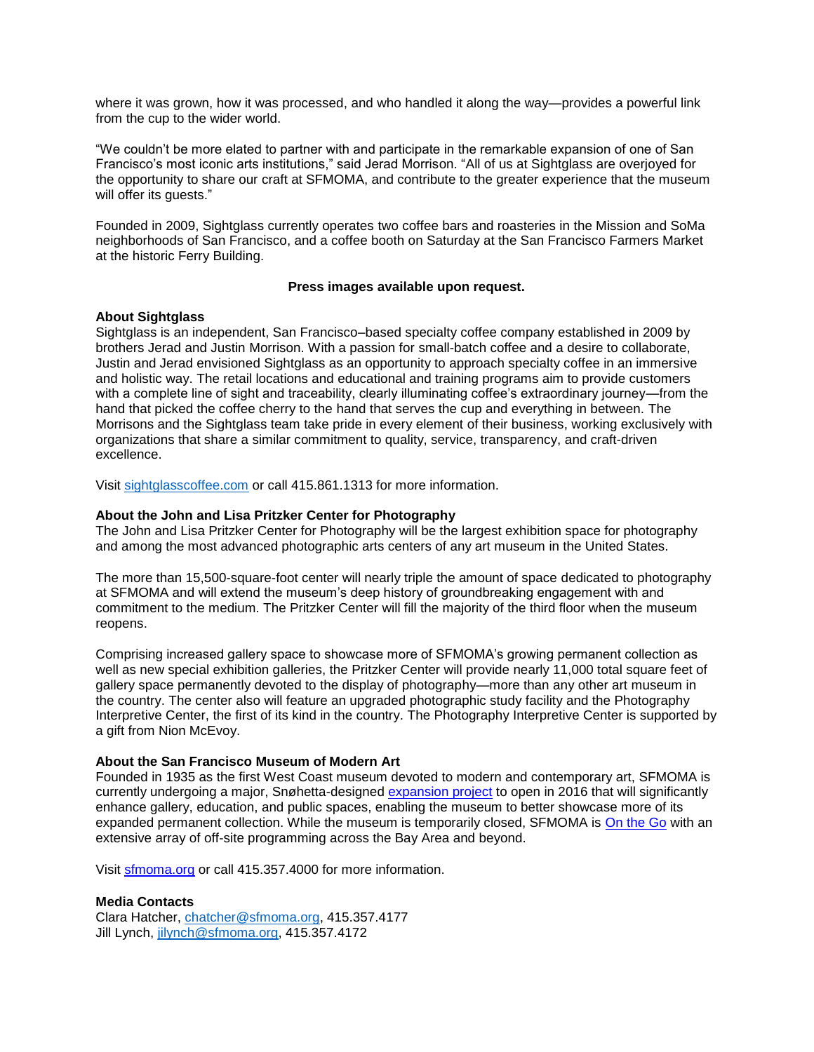where it was grown, how it was processed, and who handled it along the way—provides a powerful link from the cup to the wider world.

“We couldn’t be more elated to partner with and participate in the remarkable expansion of one of San Francisco’s most iconic arts institutions,” said Jerad Morrison. “All of us at Sightglass are overjoyed for the opportunity to share our craft at SFMOMA, and contribute to the greater experience that the museum will offer its guests.”

Founded in 2009, Sightglass currently operates two coffee bars and roasteries in the Mission and SoMa neighborhoods of San Francisco, and a coffee booth on Saturday at the San Francisco Farmers Market at the historic Ferry Building.

**Press images available upon request.**

**About Sightglass**

Sightglass is an independent, San Francisco–based specialty coffee company established in 2009 by brothers Jerad and Justin Morrison. With a passion for small-batch coffee and a desire to collaborate, Justin and Jerad envisioned Sightglass as an opportunity to approach specialty coffee in an immersive and holistic way. The retail locations and educational and training programs aim to provide customers with a complete line of sight and traceability, clearly illuminating coffee’s extraordinary journey—from the hand that picked the coffee cherry to the hand that serves the cup and everything in between. The Morrisons and the Sightglass team take pride in every element of their business, working exclusively with organizations that share a similar commitment to quality, service, transparency, and craft-driven excellence.

Visit [sightglasscoffee.com](sightglasscoffee.com) or call 415.861.1313 for more information.

**About the John and Lisa Pritzker Center for Photography**

The John and Lisa Pritzker Center for Photography will be the largest exhibition space for photography and among the most advanced photographic arts centers of any art museum in the United States.

The more than 15,500-square-foot center will nearly triple the amount of space dedicated to photography at SFMOMA and will extend the museum’s deep history of groundbreaking engagement with and commitment to the medium. The Pritzker Center will fill the majority of the third floor when the museum reopens.

Comprising increased gallery space to showcase more of SFMOMA’s growing permanent collection as well as new special exhibition galleries, the Pritzker Center will provide nearly 11,000 total square feet of gallery space permanently devoted to the display of photography—more than any other art museum in the country. The center also will feature an upgraded photographic study facility and the Photography Interpretive Center, the first of its kind in the country. The Photography Interpretive Center is supported by a gift from Nion McEvoy.

**About the San Francisco Museum of Modern Art**

Founded in 1935 as the first West Coast museum devoted to modern and contemporary art, SFMOMA is currently undergoing a major, Snøhetta-designed expansion project to open in 2016 that will significantly enhance gallery, education, and public spaces, enabling the museum to better showcase more of its expanded permanent collection. While the museum is temporarily closed, SFMOMA is On the Go with an extensive array of off-site programming across the Bay Area and beyond.

Visit [sfmoma.org](sfmoma.org) or call 415.357.4000 for more information.

**Media Contacts**

Clara Hatcher, chatcher@sfmoma.org, 415.357.4177
Jill Lynch, jilynch@sfmoma.org, 415.357.4172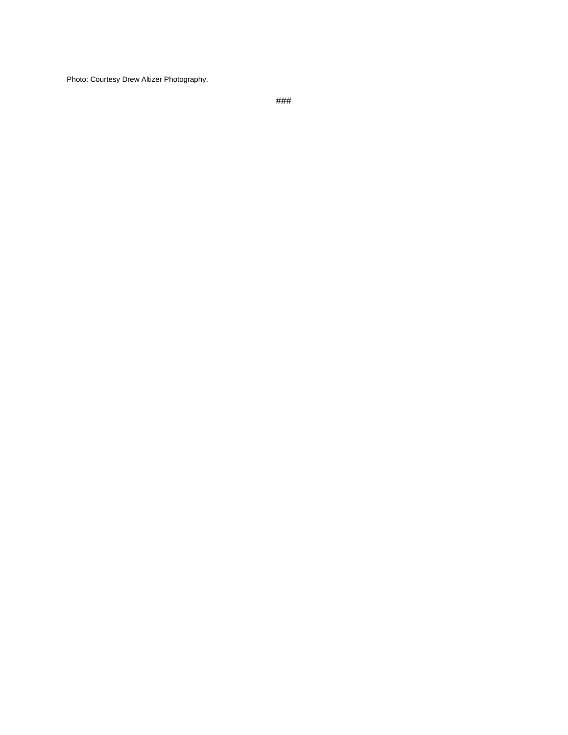Photo: Courtesy Drew Altizer Photography.

###